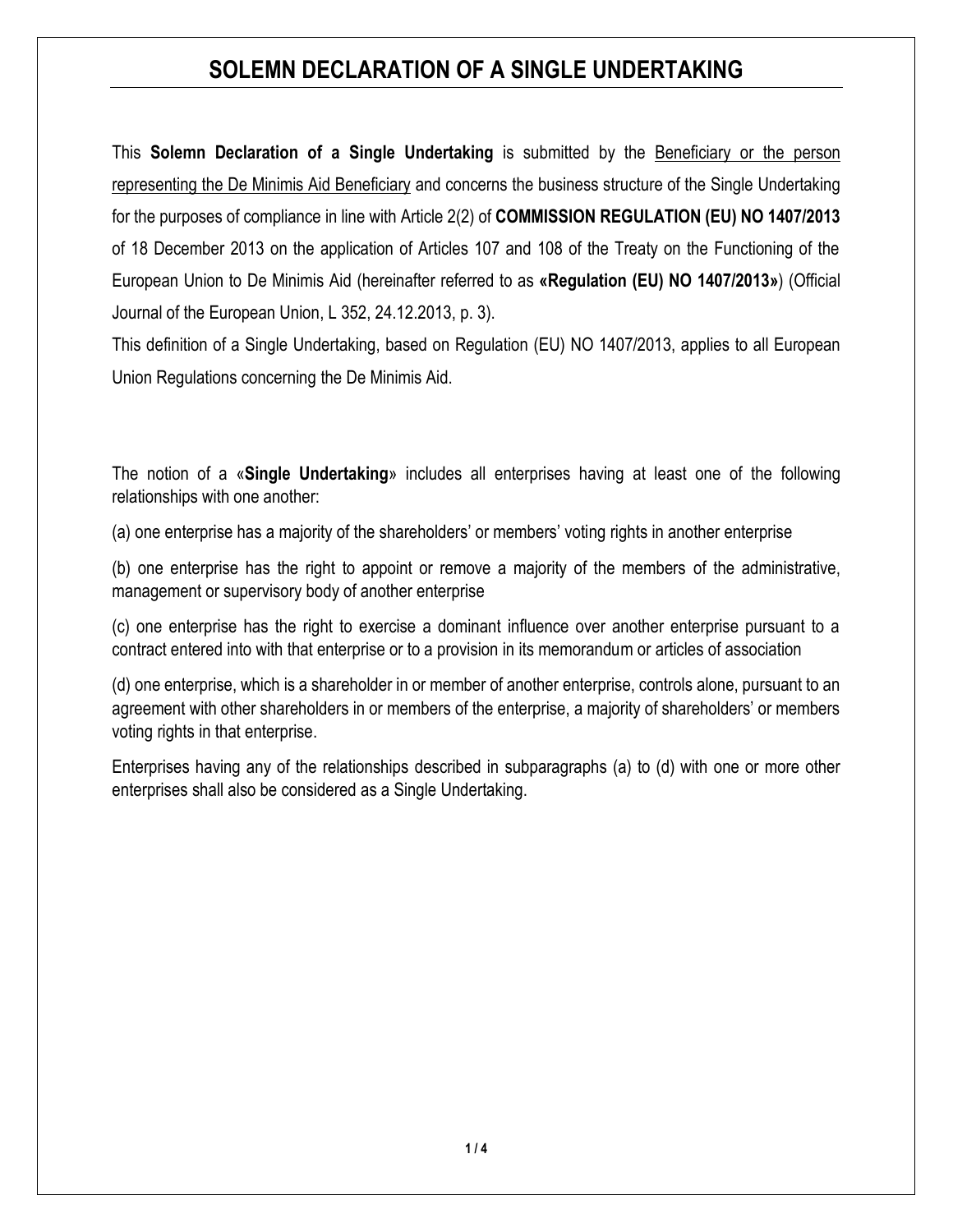# SOLEMN DECLARATION OF A SINGLE UNDERTAKING

This **Solemn Declaration of a Single Undertaking** is submitted by the Beneficiary or the person representing the De Minimis Aid Beneficiary and concerns the business structure of the Single Undertaking for the purposes of compliance in line with Article 2(2) of **COMMISSION REGULATION (EU) NO 1407/2013** of 18 December 2013 on the application of Articles 107 and 108 of the Treaty on the Functioning of the European Union to De Minimis Aid (hereinafter referred to as **«Regulation (EU) NO 1407/2013»**) (Official Journal of the European Union, L 352, 24.12.2013, p. 3).

This definition of a Single Undertaking, based on Regulation (EU) NO 1407/2013, applies to all European Union Regulations concerning the De Minimis Aid.

The notion of a «**Single Undertaking**» includes all enterprises having at least one of the following relationships with one another:

(a) one enterprise has a majority of the shareholders' or members' voting rights in another enterprise

(b) one enterprise has the right to appoint or remove a majority of the members of the administrative, management or supervisory body of another enterprise

(c) one enterprise has the right to exercise a dominant influence over another enterprise pursuant to a contract entered into with that enterprise or to a provision in its memorandum or articles of association

(d) one enterprise, which is a shareholder in or member of another enterprise, controls alone, pursuant to an agreement with other shareholders in or members of the enterprise, a majority of shareholders' or members voting rights in that enterprise.

Enterprises having any of the relationships described in subparagraphs (a) to (d) with one or more other enterprises shall also be considered as a Single Undertaking.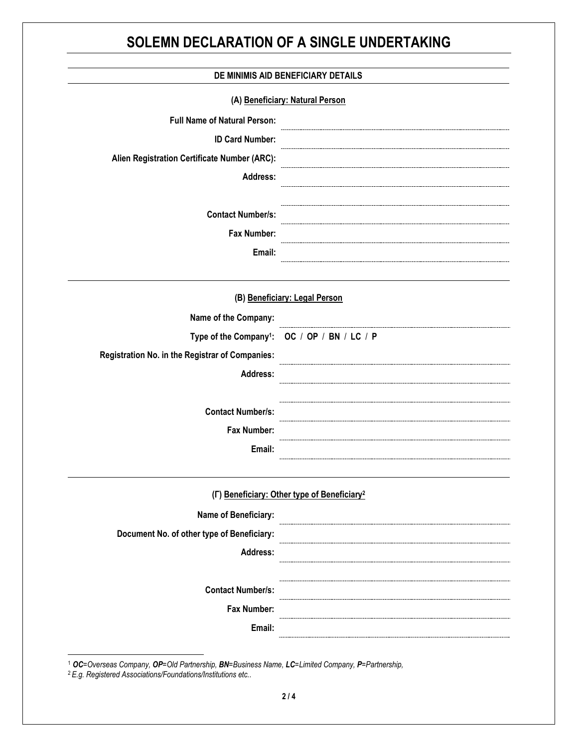# SOLEMN DECLARATION OF A SINGLE UNDERTAKING

## DE MINIMIS AID BENEFICIARY DETAILS

### (A) Beneficiary: Natural Person

**Full Name of Natural Person:** ..........................................

**ID Card Number:** ..........................................

**Alien Registration Certificate Number (ARC):** ..........................................

**Address:** ..........................................

..........................................

**Contact Number/s:** ..........................................

**Fax Number:** ..........................................

**Email:** ..........................................

### (B) Beneficiary: Legal Person

**Name of the Company:** ..........................................

**Type of the Company[1]:** **OC / OP / BN / LC / P**

**Registration No. in the Registrar of Companies:** ..........................................

**Address:** ..........................................

..........................................

**Contact Number/s:** ..........................................

**Fax Number:** ..........................................

**Email:** ..........................................

### (Γ) Beneficiary: Other type of Beneficiary[2]

**Name of Beneficiary:** ..........................................

**Document No. of other type of Beneficiary:** ..........................................

**Address:** ..........................................

..........................................

**Contact Number/s:** ..........................................

**Fax Number:** ..........................................

**Email:** ..........................................

---

[1] ***OC****=Overseas Company,* ***OP****=Old Partnership,* ***BN****=Business Name,* ***LC****=Limited Company,* ***P****=Partnership,*

[2] *E.g. Registered Associations/Foundations/Institutions etc..*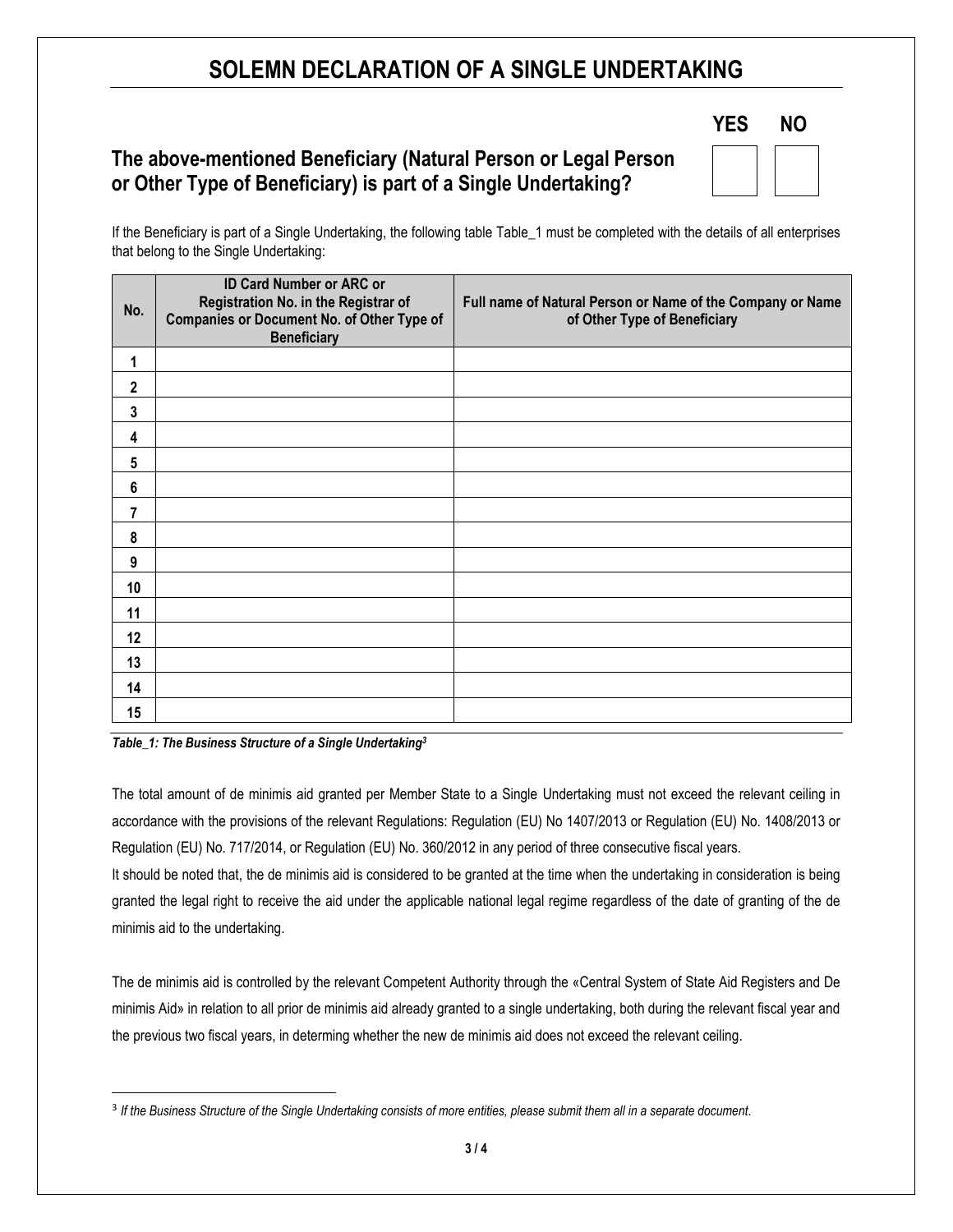# SOLEMN DECLARATION OF A SINGLE UNDERTAKING

## The above-mentioned Beneficiary (Natural Person or Legal Person or Other Type of Beneficiary) is part of a Single Undertaking?

| YES | NO |
|---|---|
| | |

If the Beneficiary is part of a Single Undertaking, the following table Table_1 must be completed with the details of all enterprises that belong to the Single Undertaking:

| No. | ID Card Number or ARC or Registration No. in the Registrar of Companies or Document No. of Other Type of Beneficiary | Full name of Natural Person or Name of the Company or Name of Other Type of Beneficiary |
|---|---|---|
| 1 | | |
| 2 | | |
| 3 | | |
| 4 | | |
| 5 | | |
| 6 | | |
| 7 | | |
| 8 | | |
| 9 | | |
| 10 | | |
| 11 | | |
| 12 | | |
| 13 | | |
| 14 | | |
| 15 | | |

***Table_1: The Business Structure of a Single Undertaking[3]***

The total amount of de minimis aid granted per Member State to a Single Undertaking must not exceed the relevant ceiling in accordance with the provisions of the relevant Regulations: Regulation (EU) No 1407/2013 or Regulation (EU) No. 1408/2013 or Regulation (EU) No. 717/2014, or Regulation (EU) No. 360/2012 in any period of three consecutive fiscal years.

It should be noted that, the de minimis aid is considered to be granted at the time when the undertaking in consideration is being granted the legal right to receive the aid under the applicable national legal regime regardless of the date of granting of the de minimis aid to the undertaking.

The de minimis aid is controlled by the relevant Competent Authority through the «Central System of State Aid Registers and De minimis Aid» in relation to all prior de minimis aid already granted to a single undertaking, both during the relevant fiscal year and the previous two fiscal years, in determing whether the new de minimis aid does not exceed the relevant ceiling.

---

[3] *If the Business Structure of the Single Undertaking consists of more entities, please submit them all in a separate document.*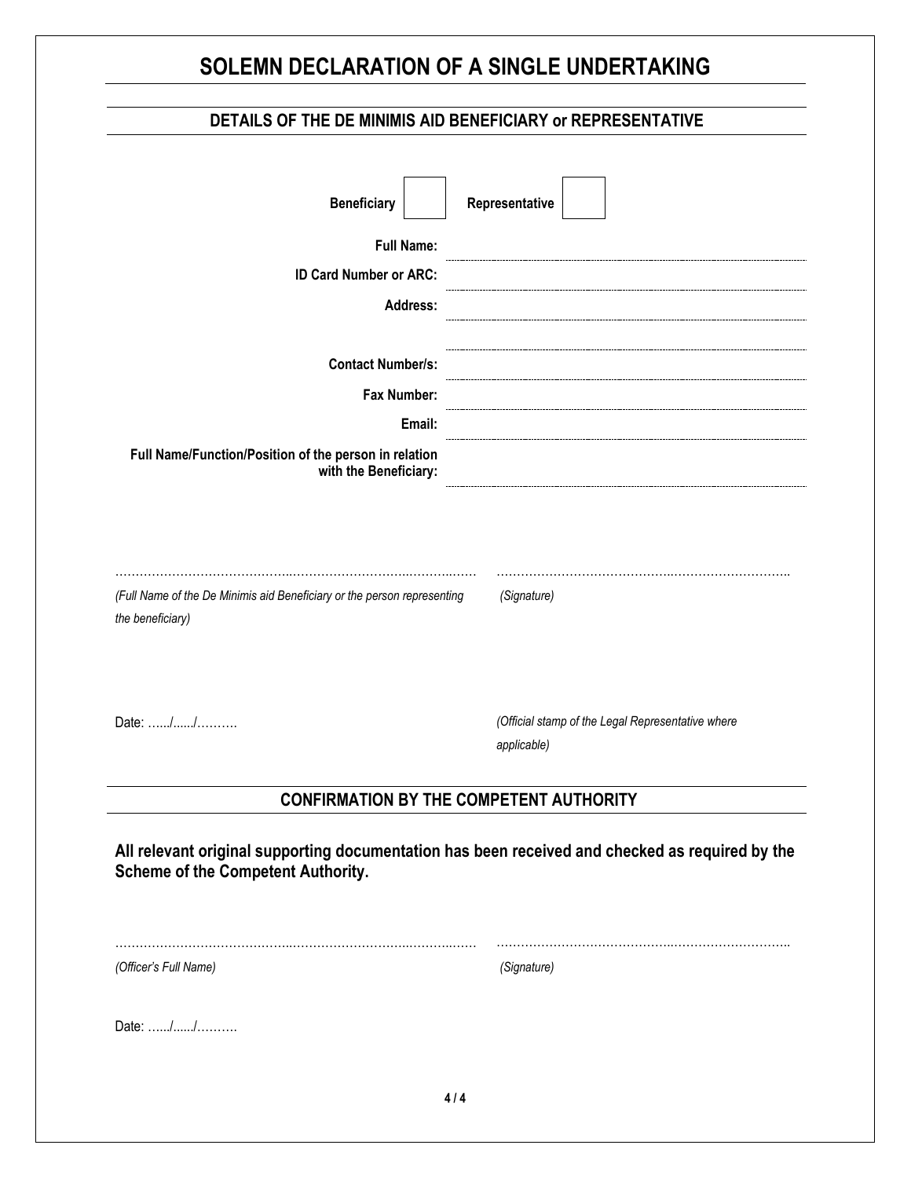# SOLEMN DECLARATION OF A SINGLE UNDERTAKING

## DETAILS OF THE DE MINIMIS AID BENEFICIARY or REPRESENTATIVE

**Beneficiary** ☐ **Representative** ☐

**Full Name:** ..............................................................

**ID Card Number or ARC:** ..............................................................

**Address:** ..............................................................

..............................................................

**Contact Number/s:** ..............................................................

**Fax Number:** ..............................................................

**Email:** ..............................................................

**Full Name/Function/Position of the person in relation with the Beneficiary:** ..............................................................

……………………………………………………………………………… ……………………………………………………………………

*(Full Name of the De Minimis aid Beneficiary or the person representing the beneficiary)* *(Signature)*

Date: …../…../……….

*(Official stamp of the Legal Representative where applicable)*

## CONFIRMATION BY THE COMPETENT AUTHORITY

**All relevant original supporting documentation has been received and checked as required by the Scheme of the Competent Authority.**

……………………………………………………………………………… ……………………………………………………………………

*(Officer's Full Name)* *(Signature)*

Date: …../…../……….